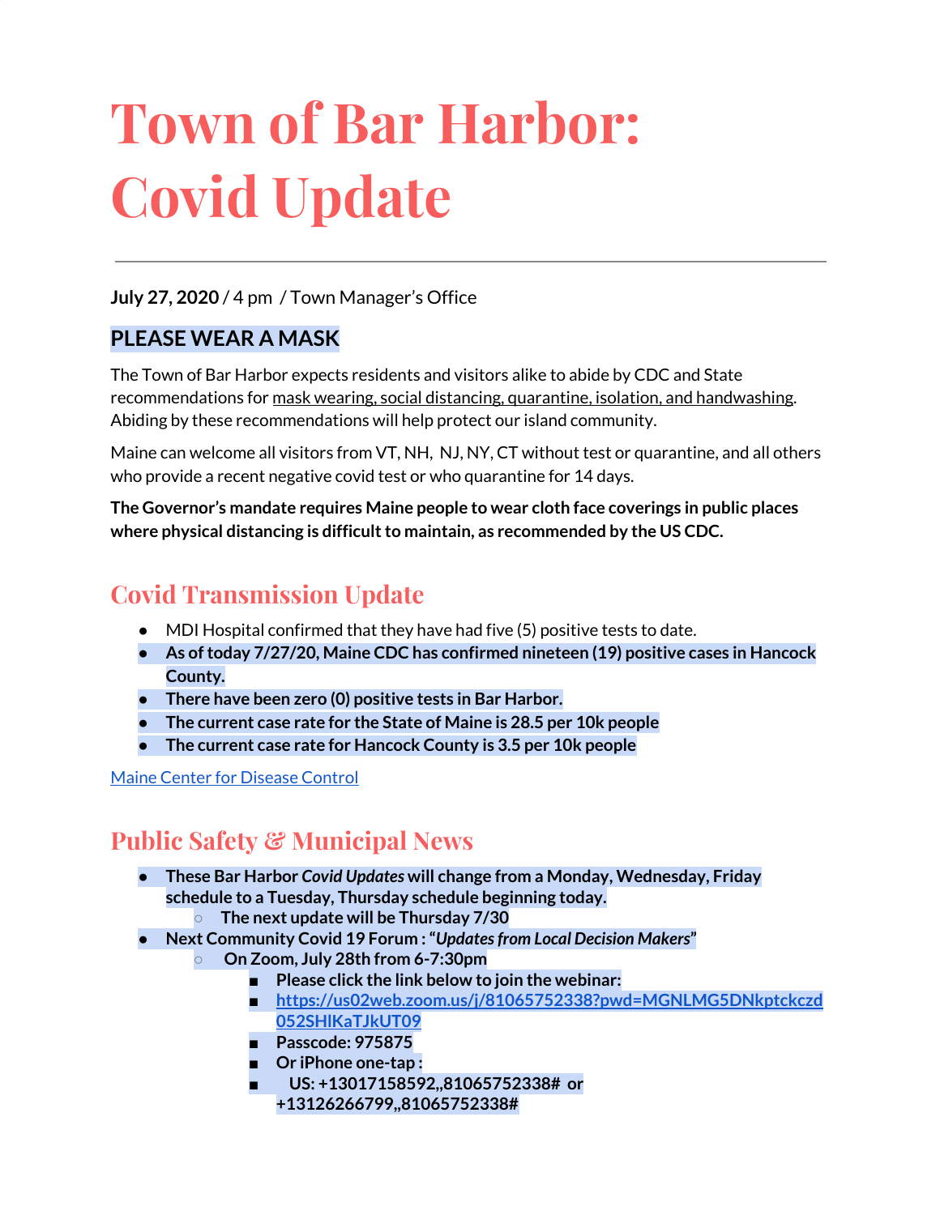# Town of Bar Harbor: Covid Update

**July 27, 2020** / 4 pm / Town Manager's Office

### PLEASE WEAR A MASK

The Town of Bar Harbor expects residents and visitors alike to abide by CDC and State recommendations for mask wearing, social distancing, quarantine, isolation, and handwashing. Abiding by these recommendations will help protect our island community.

Maine can welcome all visitors from VT, NH, NJ, NY, CT without test or quarantine, and all others who provide a recent negative covid test or who quarantine for 14 days.

**The Governor's mandate requires Maine people to wear cloth face coverings in public places where physical distancing is difficult to maintain, as recommended by the US CDC.**

## Covid Transmission Update

- MDI Hospital confirmed that they have had five (5) positive tests to date.
- **As of today 7/27/20, Maine CDC has confirmed nineteen (19) positive cases in Hancock County.**
- **There have been zero (0) positive tests in Bar Harbor.**
- **The current case rate for the State of Maine is 28.5 per 10k people**
- **The current case rate for Hancock County is 3.5 per 10k people**

Maine Center for Disease Control

## Public Safety & Municipal News

- **These Bar Harbor *Covid Updates* will change from a Monday, Wednesday, Friday schedule to a Tuesday, Thursday schedule beginning today.**
  - **The next update will be Thursday 7/30**
- **Next Community Covid 19 Forum : "*Updates from Local Decision Makers*"**
  - **On Zoom, July 28th from 6-7:30pm**
    - **Please click the link below to join the webinar:**
    - **https://us02web.zoom.us/j/81065752338?pwd=MGNLMG5DNkptckczd052SHlKaTJkUT09**
    - **Passcode: 975875**
    - **Or iPhone one-tap :**
    - **US: +13017158592,,81065752338# or +13126266799,,81065752338#**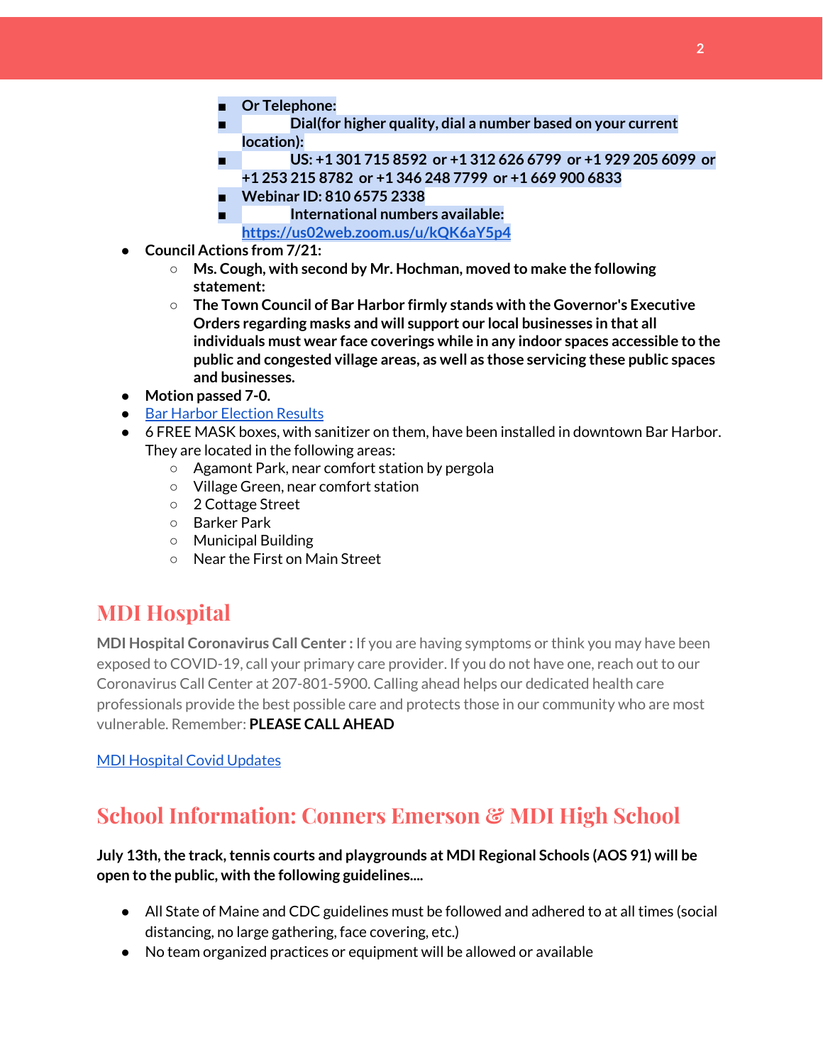- **Or Telephone:**
    - **Dial(for higher quality, dial a number based on your current location):**
    - **US: +1 301 715 8592 or +1 312 626 6799 or +1 929 205 6099 or +1 253 215 8782 or +1 346 248 7799 or +1 669 900 6833**
    - **Webinar ID: 810 6575 2338**
    - **International numbers available: https://us02web.zoom.us/u/kQK6aY5p4**

- **Council Actions from 7/21:**
    - **Ms. Cough, with second by Mr. Hochman, moved to make the following statement:**
    - **The Town Council of Bar Harbor firmly stands with the Governor's Executive Orders regarding masks and will support our local businesses in that all individuals must wear face coverings while in any indoor spaces accessible to the public and congested village areas, as well as those servicing these public spaces and businesses.**
- **Motion passed 7-0.**
- Bar Harbor Election Results
- 6 FREE MASK boxes, with sanitizer on them, have been installed in downtown Bar Harbor. They are located in the following areas:
    - Agamont Park, near comfort station by pergola
    - Village Green, near comfort station
    - 2 Cottage Street
    - Barker Park
    - Municipal Building
    - Near the First on Main Street

## MDI Hospital

**MDI Hospital Coronavirus Call Center :** If you are having symptoms or think you may have been exposed to COVID-19, call your primary care provider. If you do not have one, reach out to our Coronavirus Call Center at 207-801-5900. Calling ahead helps our dedicated health care professionals provide the best possible care and protects those in our community who are most vulnerable. Remember: **PLEASE CALL AHEAD**

MDI Hospital Covid Updates

## School Information: Conners Emerson & MDI High School

**July 13th, the track, tennis courts and playgrounds at MDI Regional Schools (AOS 91) will be open to the public, with the following guidelines....**

- All State of Maine and CDC guidelines must be followed and adhered to at all times (social distancing, no large gathering, face covering, etc.)
- No team organized practices or equipment will be allowed or available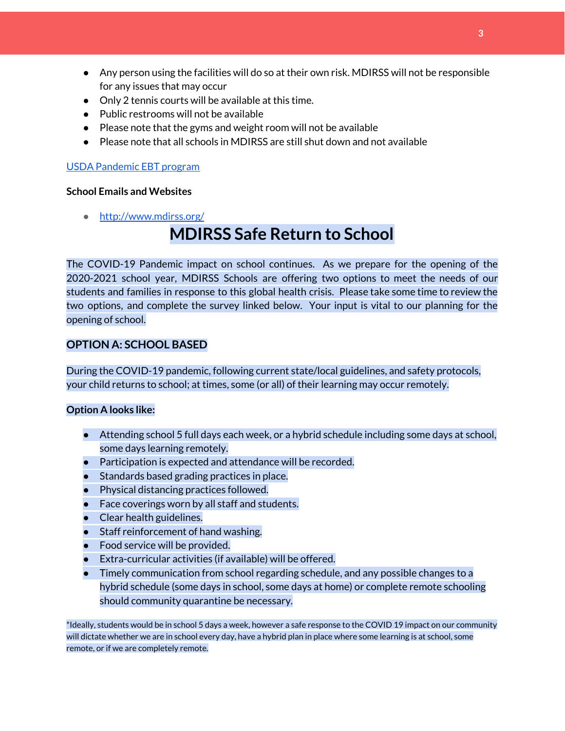- Any person using the facilities will do so at their own risk. MDIRSS will not be responsible for any issues that may occur
- Only 2 tennis courts will be available at this time.
- Public restrooms will not be available
- Please note that the gyms and weight room will not be available
- Please note that all schools in MDIRSS are still shut down and not available

[USDA Pandemic EBT program](#)

**School Emails and Websites**

- http://www.mdirss.org/

# MDIRSS Safe Return to School

The COVID-19 Pandemic impact on school continues. As we prepare for the opening of the 2020-2021 school year, MDIRSS Schools are offering two options to meet the needs of our students and families in response to this global health crisis. Please take some time to review the two options, and complete the survey linked below. Your input is vital to our planning for the opening of school.

## OPTION A: SCHOOL BASED

During the COVID-19 pandemic, following current state/local guidelines, and safety protocols, your child returns to school; at times, some (or all) of their learning may occur remotely.

**Option A looks like:**

- Attending school 5 full days each week, or a hybrid schedule including some days at school, some days learning remotely.
- Participation is expected and attendance will be recorded.
- Standards based grading practices in place.
- Physical distancing practices followed.
- Face coverings worn by all staff and students.
- Clear health guidelines.
- Staff reinforcement of hand washing.
- Food service will be provided.
- Extra-curricular activities (if available) will be offered.
- Timely communication from school regarding schedule, and any possible changes to a hybrid schedule (some days in school, some days at home) or complete remote schooling should community quarantine be necessary.

*Ideally, students would be in school 5 days a week, however a safe response to the COVID 19 impact on our community will dictate whether we are in school every day, have a hybrid plan in place where some learning is at school, some remote, or if we are completely remote.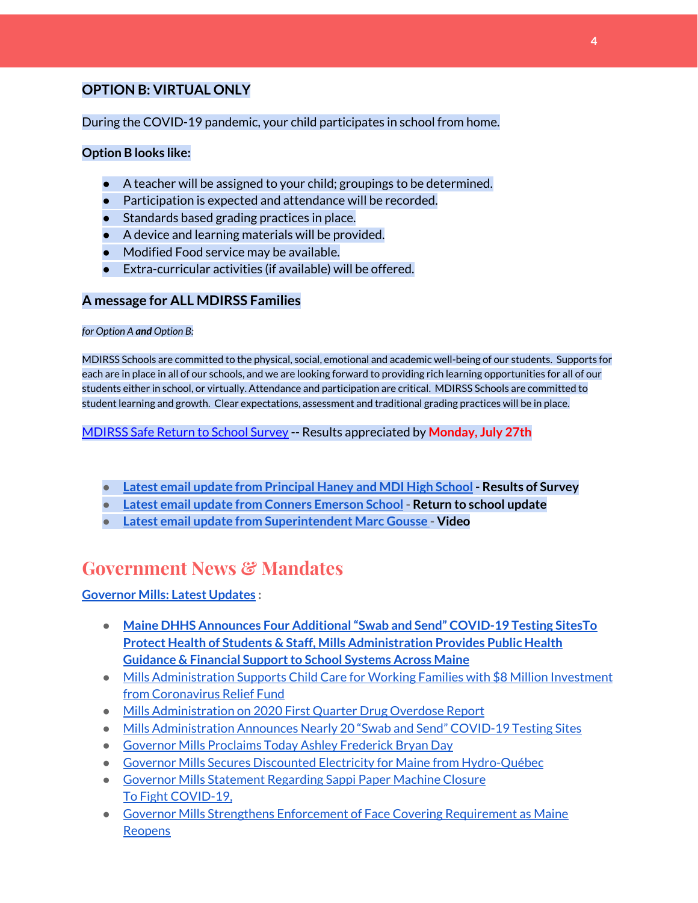**OPTION B: VIRTUAL ONLY**

During the COVID-19 pandemic, your child participates in school from home.

**Option B looks like:**

- A teacher will be assigned to your child; groupings to be determined.
- Participation is expected and attendance will be recorded.
- Standards based grading practices in place.
- A device and learning materials will be provided.
- Modified Food service may be available.
- Extra-curricular activities (if available) will be offered.

## A message for ALL MDIRSS Families

*for Option A **and** Option B:*

MDIRSS Schools are committed to the physical, social, emotional and academic well-being of our students. Supports for each are in place in all of our schools, and we are looking forward to providing rich learning opportunities for all of our students either in school, or virtually. Attendance and participation are critical. MDIRSS Schools are committed to student learning and growth. Clear expectations, assessment and traditional grading practices will be in place.

MDIRSS Safe Return to School Survey -- Results appreciated by **Monday, July 27th**

- **Latest email update from Principal Haney and MDI High School - Results of Survey**
- **Latest email update from Conners Emerson School - Return to school update**
- **Latest email update from Superintendent Marc Gousse - Video**

# Government News & Mandates

**Governor Mills: Latest Updates** :

- **Maine DHHS Announces Four Additional "Swab and Send" COVID-19 Testing SitesTo Protect Health of Students & Staff, Mills Administration Provides Public Health Guidance & Financial Support to School Systems Across Maine**
- Mills Administration Supports Child Care for Working Families with $8 Million Investment from Coronavirus Relief Fund
- Mills Administration on 2020 First Quarter Drug Overdose Report
- Mills Administration Announces Nearly 20 "Swab and Send" COVID-19 Testing Sites
- Governor Mills Proclaims Today Ashley Frederick Bryan Day
- Governor Mills Secures Discounted Electricity for Maine from Hydro-Québec
- Governor Mills Statement Regarding Sappi Paper Machine Closure
  To Fight COVID-19,
- Governor Mills Strengthens Enforcement of Face Covering Requirement as Maine Reopens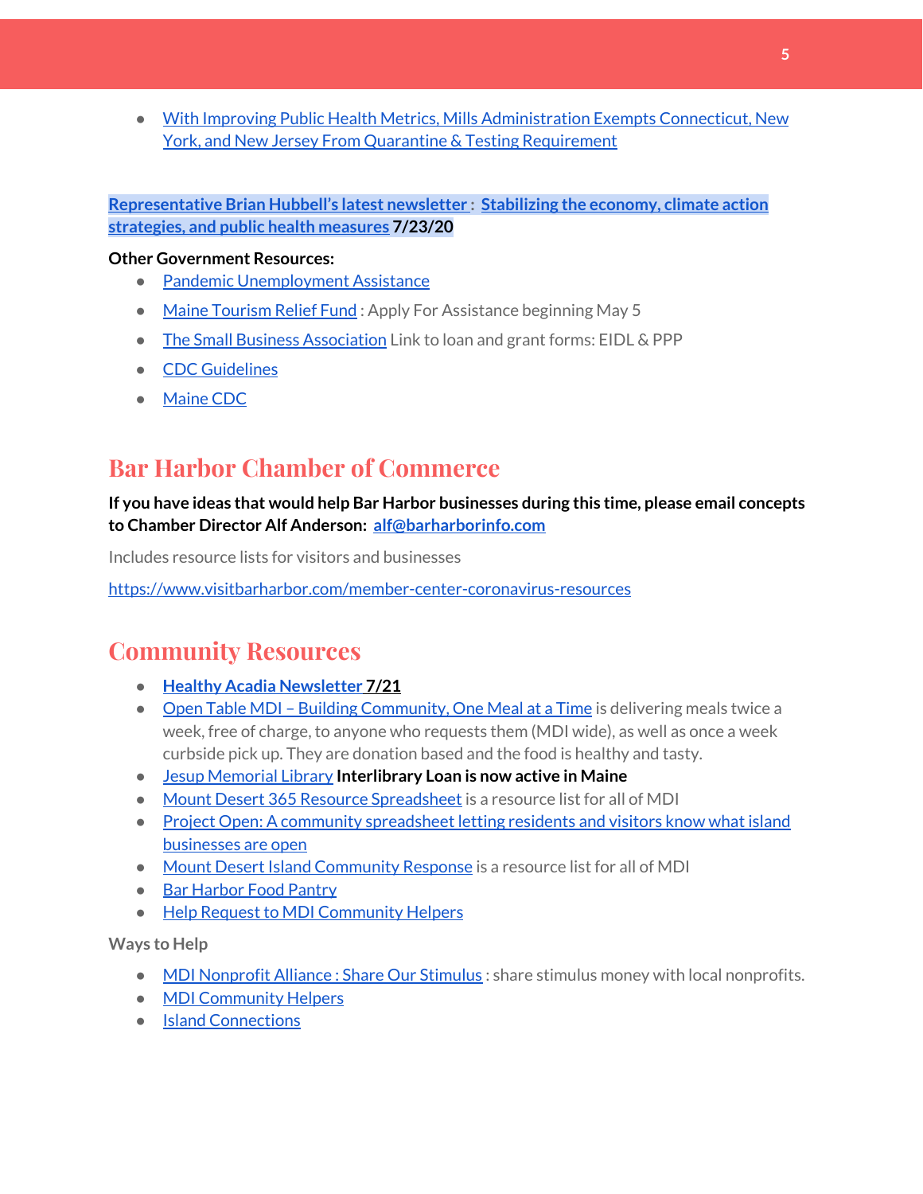- With Improving Public Health Metrics, Mills Administration Exempts Connecticut, New York, and New Jersey From Quarantine & Testing Requirement

**Representative Brian Hubbell's latest newsletter : Stabilizing the economy, climate action strategies, and public health measures 7/23/20**

**Other Government Resources:**

- Pandemic Unemployment Assistance
- Maine Tourism Relief Fund : Apply For Assistance beginning May 5
- The Small Business Association Link to loan and grant forms: EIDL & PPP
- CDC Guidelines
- Maine CDC

## Bar Harbor Chamber of Commerce

**If you have ideas that would help Bar Harbor businesses during this time, please email concepts to Chamber Director Alf Anderson: alf@barharborinfo.com**

Includes resource lists for visitors and businesses

https://www.visitbarharbor.com/member-center-coronavirus-resources

## Community Resources

- **Healthy Acadia Newsletter 7/21**
- Open Table MDI – Building Community, One Meal at a Time is delivering meals twice a week, free of charge, to anyone who requests them (MDI wide), as well as once a week curbside pick up. They are donation based and the food is healthy and tasty.
- Jesup Memorial Library **Interlibrary Loan is now active in Maine**
- Mount Desert 365 Resource Spreadsheet is a resource list for all of MDI
- Project Open: A community spreadsheet letting residents and visitors know what island businesses are open
- Mount Desert Island Community Response is a resource list for all of MDI
- Bar Harbor Food Pantry
- Help Request to MDI Community Helpers

Ways to Help

- MDI Nonprofit Alliance : Share Our Stimulus : share stimulus money with local nonprofits.
- MDI Community Helpers
- Island Connections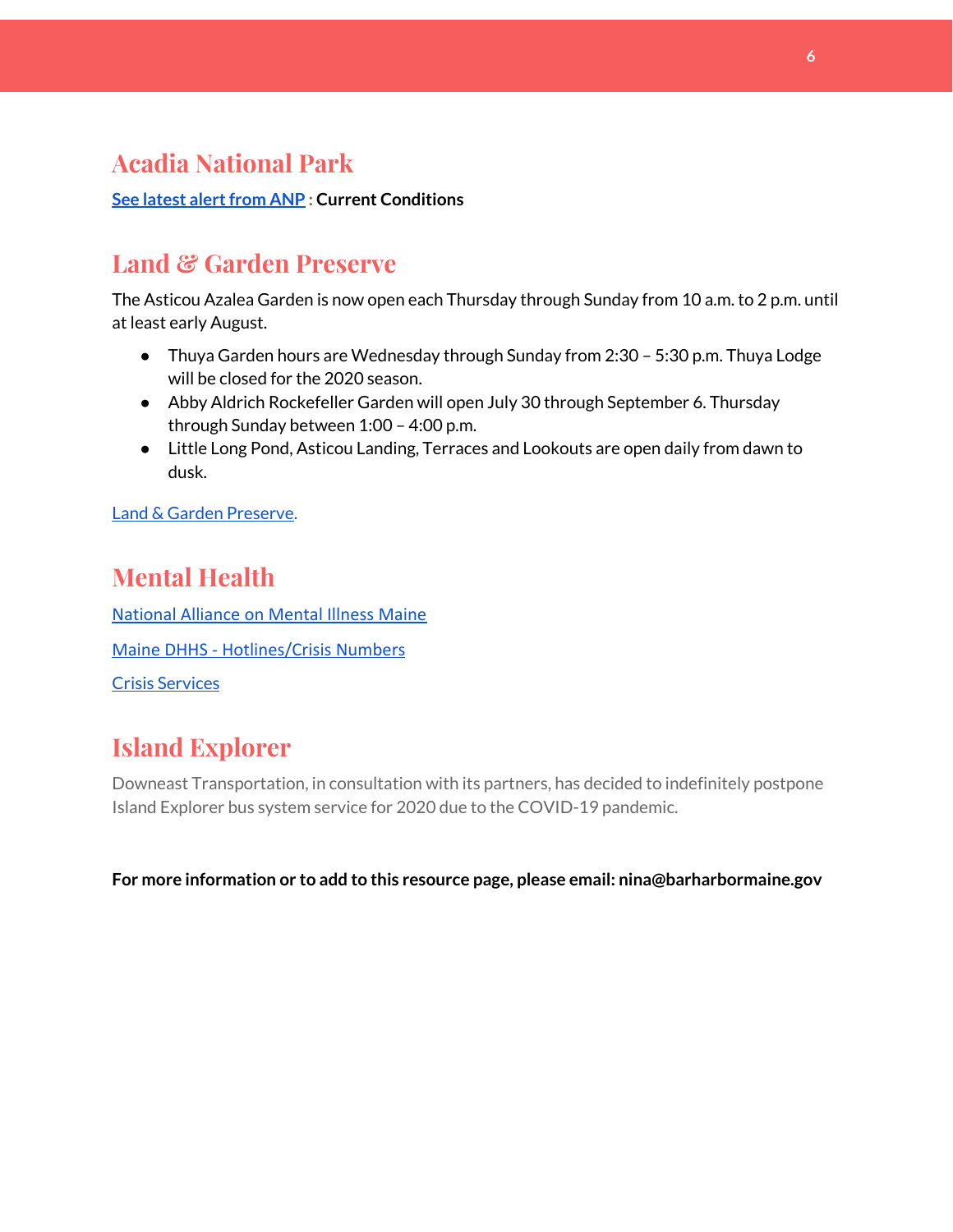## Acadia National Park

[See latest alert from ANP]() **: Current Conditions**

## Land & Garden Preserve

The Asticou Azalea Garden is now open each Thursday through Sunday from 10 a.m. to 2 p.m. until at least early August.

- Thuya Garden hours are Wednesday through Sunday from 2:30 – 5:30 p.m. Thuya Lodge will be closed for the 2020 season.
- Abby Aldrich Rockefeller Garden will open July 30 through September 6. Thursday through Sunday between 1:00 – 4:00 p.m.
- Little Long Pond, Asticou Landing, Terraces and Lookouts are open daily from dawn to dusk.

Land & Garden Preserve.

## Mental Health

National Alliance on Mental Illness Maine

Maine DHHS - Hotlines/Crisis Numbers

Crisis Services

## Island Explorer

Downeast Transportation, in consultation with its partners, has decided to indefinitely postpone Island Explorer bus system service for 2020 due to the COVID-19 pandemic.

**For more information or to add to this resource page, please email: nina@barharbormaine.gov**